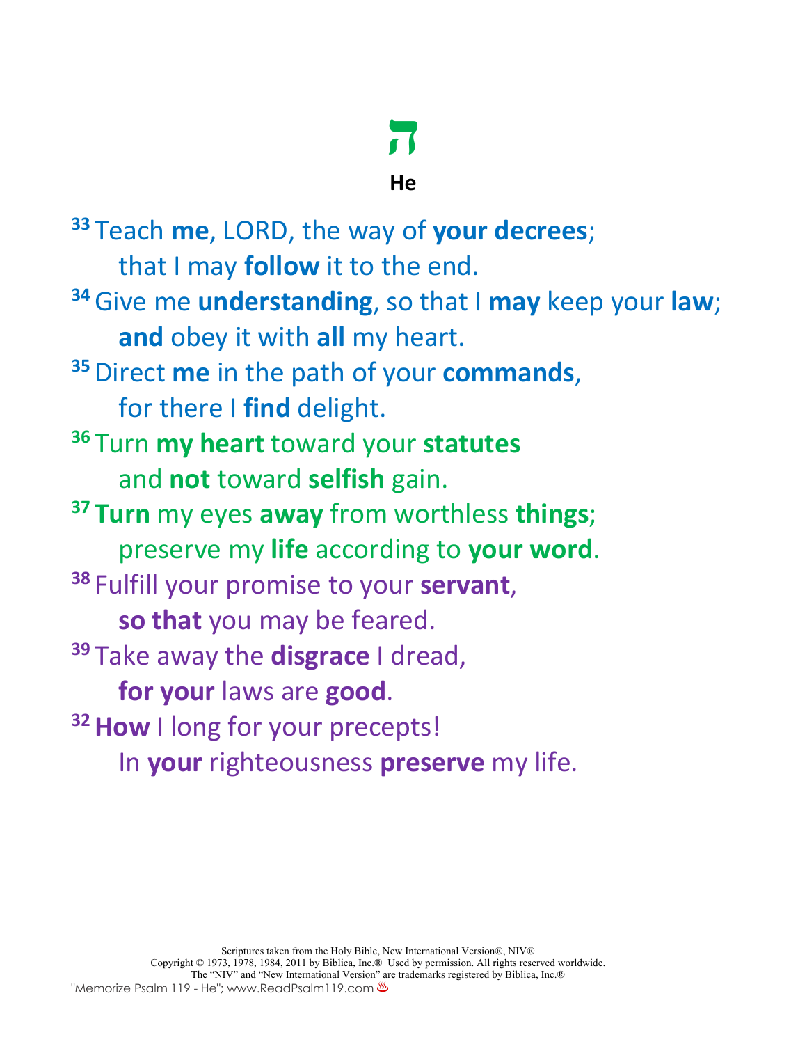# ה

## He

[33] Teach **me**, LORD, the way of **your decrees**;
  that I may **follow** it to the end.

[34] Give me **understanding**, so that I **may** keep your **law**;
  **and** obey it with **all** my heart.

[35] Direct **me** in the path of your **commands**,
  for there I **find** delight.

[36] Turn **my heart** toward your **statutes**
  and **not** toward **selfish** gain.

[37] **Turn** my eyes **away** from worthless **things**;
  preserve my **life** according to **your word**.

[38] Fulfill your promise to your **servant**,
  **so that** you may be feared.

[39] Take away the **disgrace** I dread,
  **for your** laws are **good**.

[32] **How** I long for your precepts!
  In **your** righteousness **preserve** my life.

Scriptures taken from the Holy Bible, New International Version®, NIV®
Copyright © 1973, 1978, 1984, 2011 by Biblica, Inc.® Used by permission. All rights reserved worldwide.
The "NIV" and "New International Version" are trademarks registered by Biblica, Inc.®

"Memorize Psalm 119 - He"; www.ReadPsalm119.com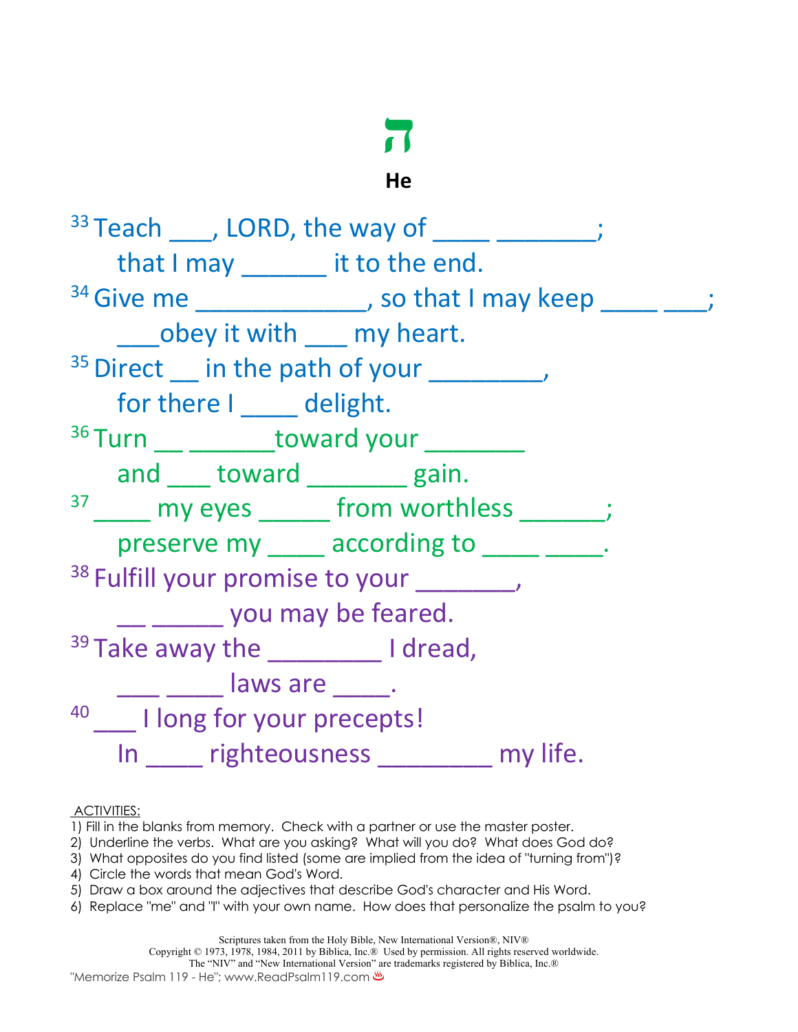# ה

**He**

[33] Teach ___, LORD, the way of ____ _______;
that I may ______ it to the end.

[34] Give me ____________, so that I may keep ____ ___;
___obey it with ___ my heart.

[35] Direct __ in the path of your ________,
for there I ____ delight.

[36] Turn __ ______toward your _______
and ___ toward _______ gain.

[37] ____ my eyes _____ from worthless ______;
preserve my ____ according to ____ ____.

[38] Fulfill your promise to your _______,
__ _____ you may be feared.

[39] Take away the ________ I dread,
___ ____ laws are ____.

[40] ___ I long for your precepts!
In ____ righteousness ________ my life.

ACTIVITIES:

1) Fill in the blanks from memory. Check with a partner or use the master poster.
2) Underline the verbs. What are you asking? What will you do? What does God do?
3) What opposites do you find listed (some are implied from the idea of "turning from")?
4) Circle the words that mean God's Word.
5) Draw a box around the adjectives that describe God's character and His Word.
6) Replace "me" and "I" with your own name. How does that personalize the psalm to you?

Scriptures taken from the Holy Bible, New International Version®, NIV®
Copyright © 1973, 1978, 1984, 2011 by Biblica, Inc.® Used by permission. All rights reserved worldwide.
The "NIV" and "New International Version" are trademarks registered by Biblica, Inc.®

"Memorize Psalm 119 - He"; www.ReadPsalm119.com